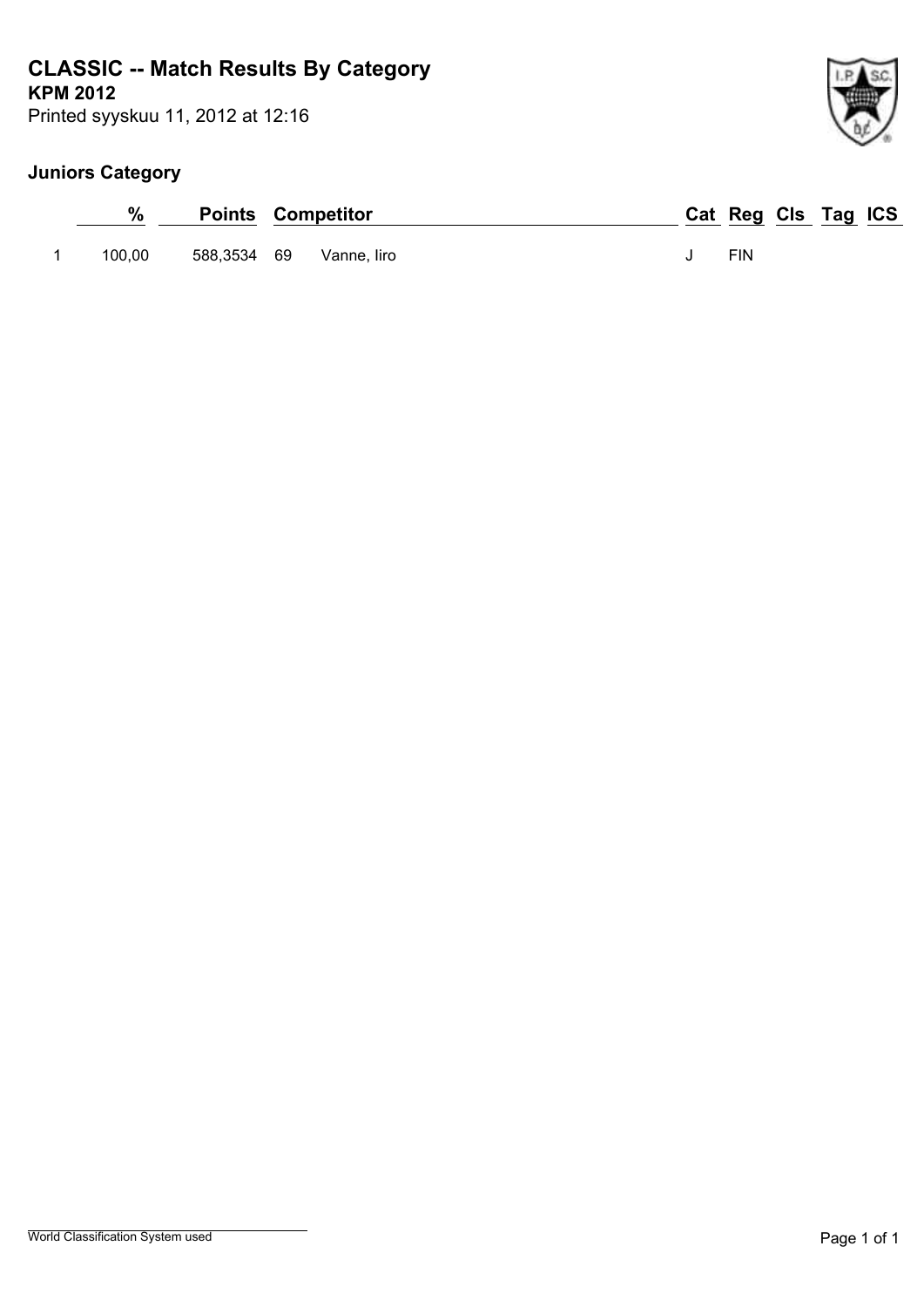# CLASSIC -- Match Results By Category

**KPM 2012**

Printed syyskuu 11, 2012 at 12:16

## Juniors Category

| | % | Points | Competitor | | Cat | Reg | Cls | Tag | ICS |
|---|---|---|---|---|---|---|---|---|---|
| 1 | 100,00 | 588,3534 | 69 | Vanne, Iiro | J | FIN | | | |

World Classification System used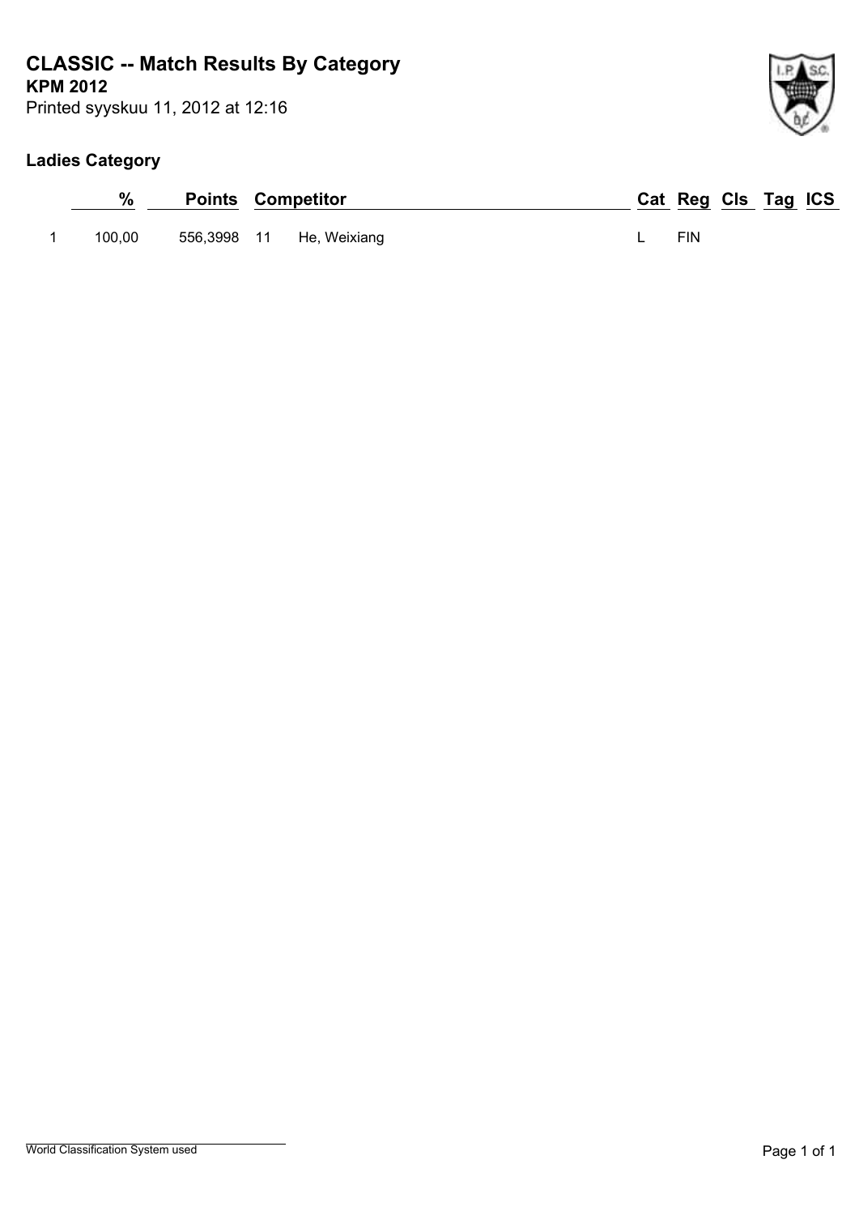# CLASSIC -- Match Results By Category

**KPM 2012**

Printed syyskuu 11, 2012 at 12:16

## Ladies Category

| | % | Points | | Competitor | Cat | Reg | Cls | Tag | ICS |
|---|---|---|---|---|---|---|---|---|---|
| 1 | 100,00 | 556,3998 | 11 | He, Weixiang | L | FIN | | | |

World Classification System used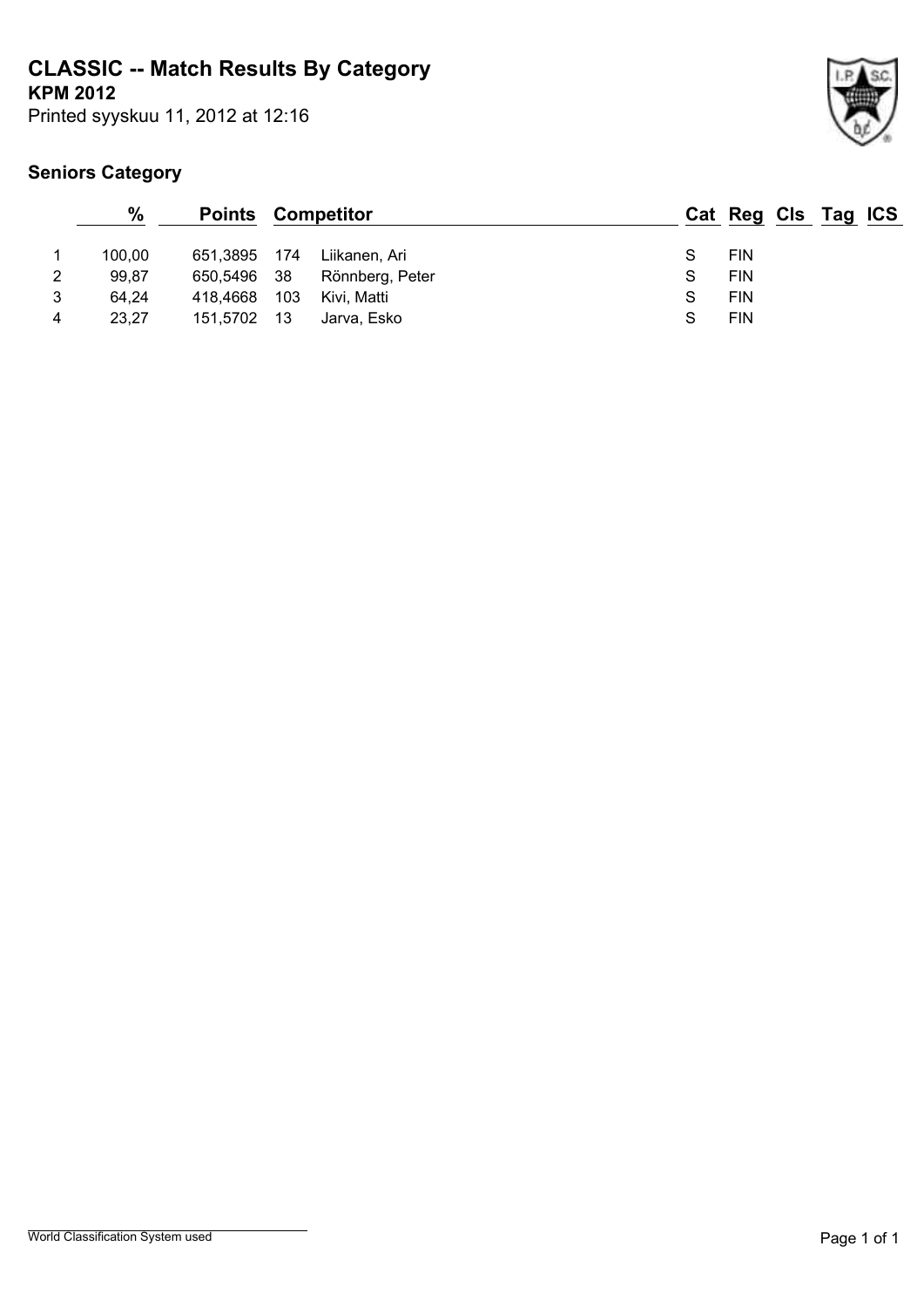# CLASSIC -- Match Results By Category

**KPM 2012**

Printed syyskuu 11, 2012 at 12:16

## Seniors Category

| | % | Points | Competitor | | Cat | Reg | Cls | Tag | ICS |
|---|---|---|---|---|---|---|---|---|---|
| 1 | 100,00 | 651,3895 | 174 | Liikanen, Ari | S | FIN | | | |
| 2 | 99,87 | 650,5496 | 38 | Rönnberg, Peter | S | FIN | | | |
| 3 | 64,24 | 418,4668 | 103 | Kivi, Matti | S | FIN | | | |
| 4 | 23,27 | 151,5702 | 13 | Jarva, Esko | S | FIN | | | |

World Classification System used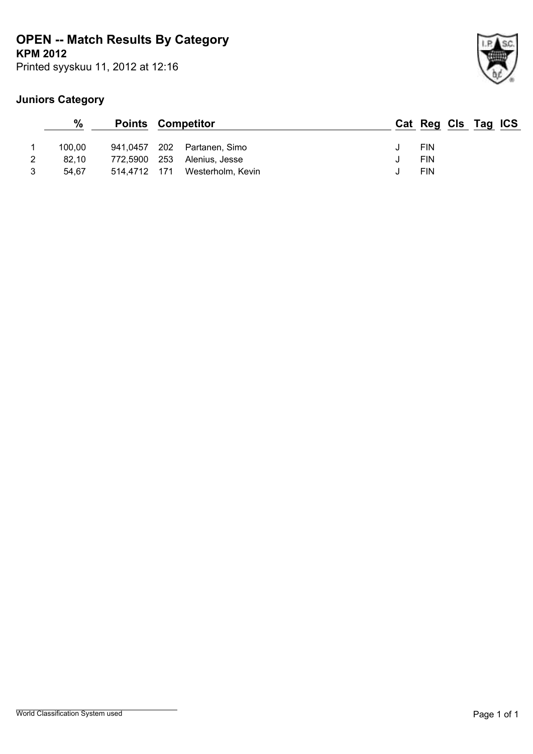# OPEN -- Match Results By Category

**KPM 2012**

Printed syyskuu 11, 2012 at 12:16

## Juniors Category

| | % | Points | | Competitor | Cat | Reg | Cls | Tag | ICS |
|---|---|---|---|---|---|---|---|---|---|
| 1 | 100,00 | 941,0457 | 202 | Partanen, Simo | J | FIN | | | |
| 2 | 82,10 | 772,5900 | 253 | Alenius, Jesse | J | FIN | | | |
| 3 | 54,67 | 514,4712 | 171 | Westerholm, Kevin | J | FIN | | | |

World Classification System used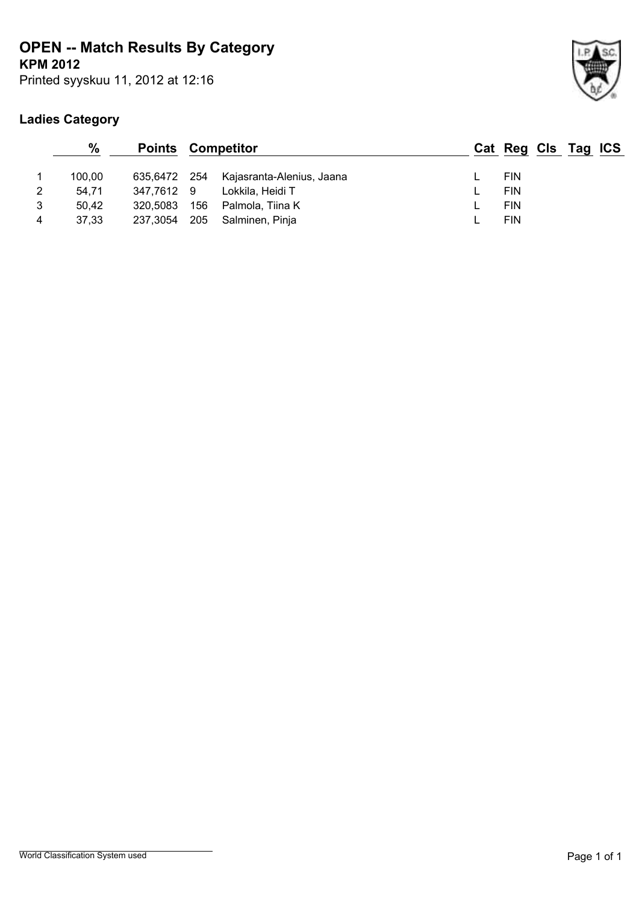# OPEN -- Match Results By Category

**KPM 2012**

Printed syyskuu 11, 2012 at 12:16

## Ladies Category

| | % | Points | | Competitor | Cat | Reg | Cls | Tag | ICS |
|---|---|---|---|---|---|---|---|---|---|
| 1 | 100,00 | 635,6472 | 254 | Kajasranta-Alenius, Jaana | L | FIN | | | |
| 2 | 54,71 | 347,7612 | 9 | Lokkila, Heidi T | L | FIN | | | |
| 3 | 50,42 | 320,5083 | 156 | Palmola, Tiina K | L | FIN | | | |
| 4 | 37,33 | 237,3054 | 205 | Salminen, Pinja | L | FIN | | | |

World Classification System used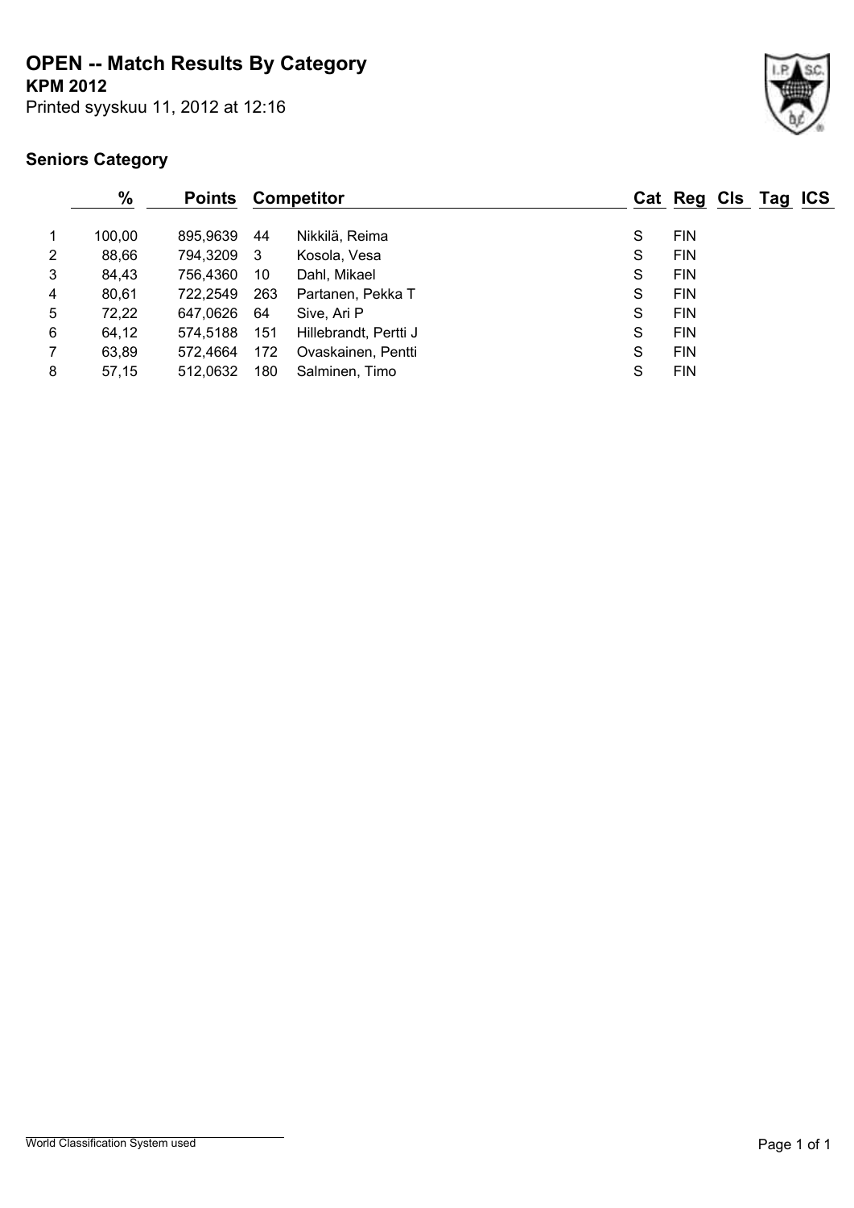# OPEN -- Match Results By Category

**KPM 2012**

Printed syyskuu 11, 2012 at 12:16

## Seniors Category

| | % | Points | Competitor | | Cat | Reg | Cls | Tag | ICS |
|---|---|---|---|---|---|---|---|---|---|
| 1 | 100,00 | 895,9639 | 44 | Nikkilä, Reima | S | FIN | | | |
| 2 | 88,66 | 794,3209 | 3 | Kosola, Vesa | S | FIN | | | |
| 3 | 84,43 | 756,4360 | 10 | Dahl, Mikael | S | FIN | | | |
| 4 | 80,61 | 722,2549 | 263 | Partanen, Pekka T | S | FIN | | | |
| 5 | 72,22 | 647,0626 | 64 | Sive, Ari P | S | FIN | | | |
| 6 | 64,12 | 574,5188 | 151 | Hillebrandt, Pertti J | S | FIN | | | |
| 7 | 63,89 | 572,4664 | 172 | Ovaskainen, Pentti | S | FIN | | | |
| 8 | 57,15 | 512,0632 | 180 | Salminen, Timo | S | FIN | | | |

World Classification System used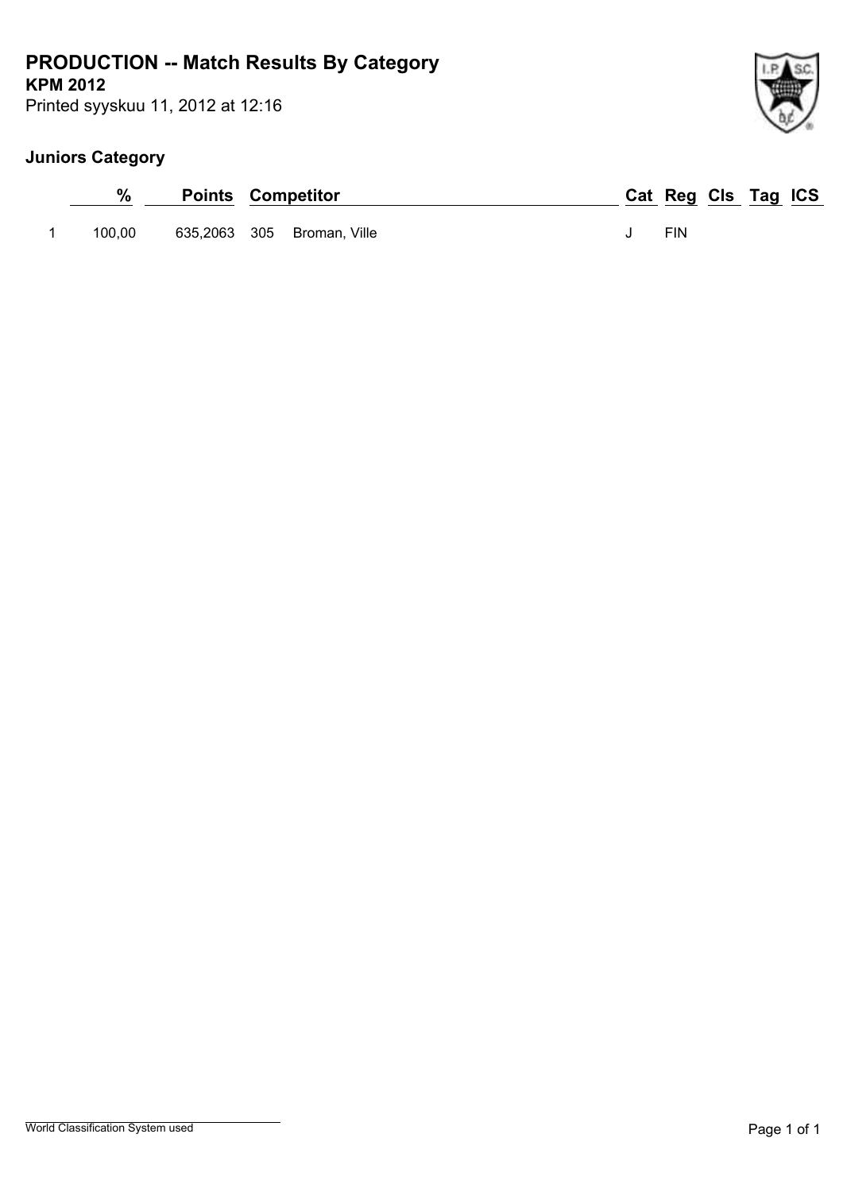# PRODUCTION -- Match Results By Category

**KPM 2012**

Printed syyskuu 11, 2012 at 12:16

## Juniors Category

| | % | Points | Competitor | | Cat | Reg | Cls | Tag | ICS |
|---|---|---|---|---|---|---|---|---|---|
| 1 | 100,00 | 635,2063 | 305 | Broman, Ville | J | FIN | | | |

World Classification System used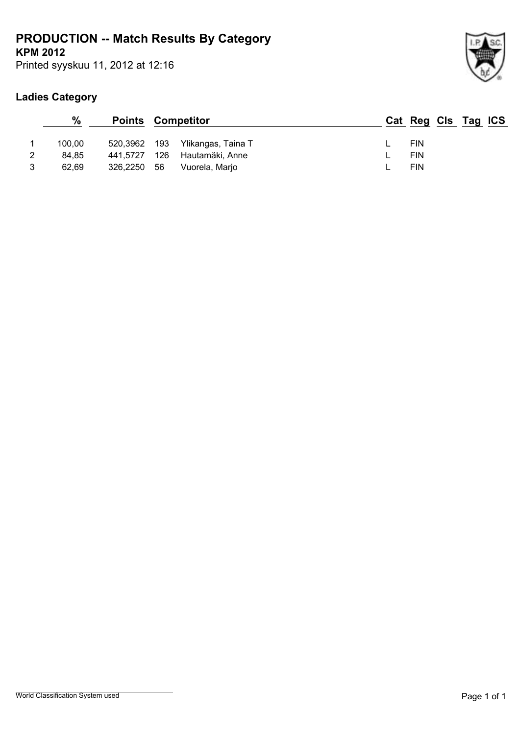# PRODUCTION -- Match Results By Category

**KPM 2012**

Printed syyskuu 11, 2012 at 12:16

## Ladies Category

| | % | Points | Competitor | | Cat | Reg | Cls | Tag | ICS |
|---|---|---|---|---|---|---|---|---|---|
| 1 | 100,00 | 520,3962 | 193 | Ylikangas, Taina T | L | FIN | | | |
| 2 | 84,85 | 441,5727 | 126 | Hautamäki, Anne | L | FIN | | | |
| 3 | 62,69 | 326,2250 | 56 | Vuorela, Marjo | L | FIN | | | |

World Classification System used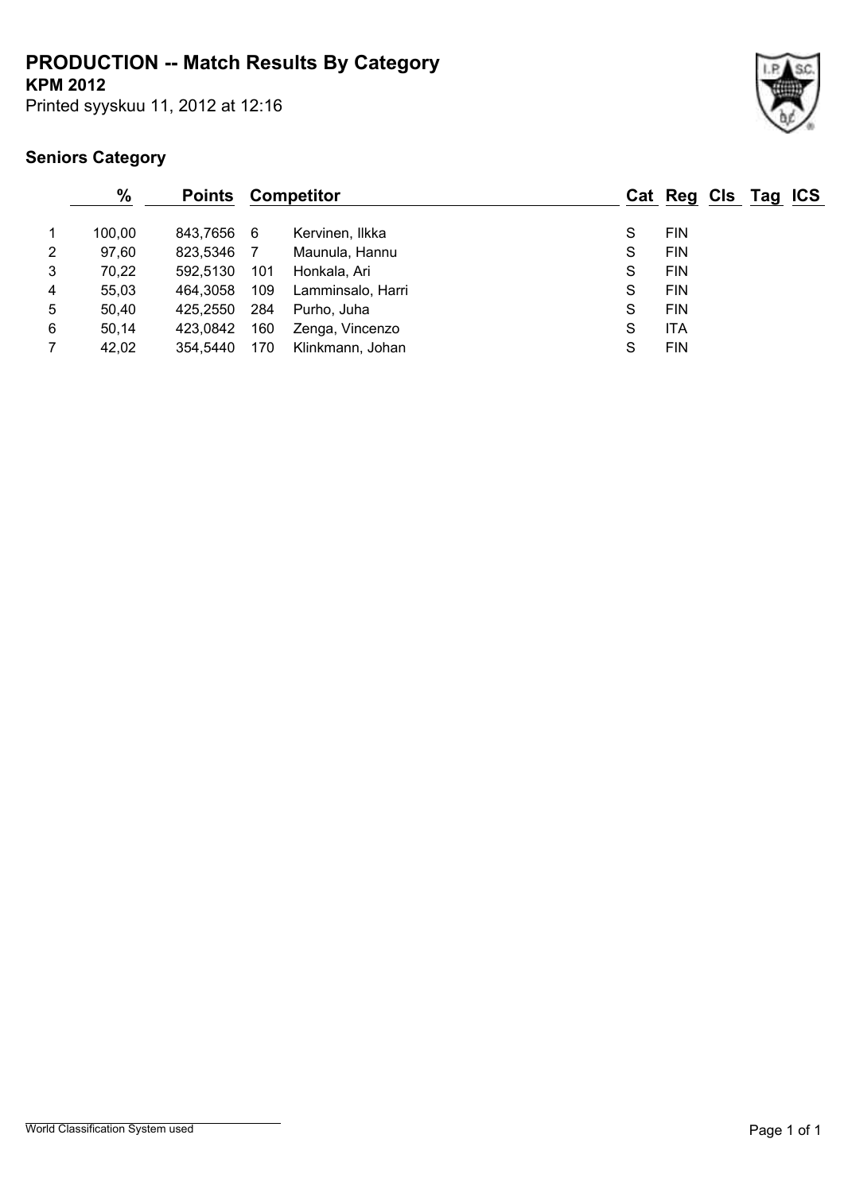# PRODUCTION -- Match Results By Category

**KPM 2012**

Printed syyskuu 11, 2012 at 12:16

## Seniors Category

| | % | Points | Competitor | | Cat | Reg | Cls | Tag | ICS |
|---|---|---|---|---|---|---|---|---|---|
| 1 | 100,00 | 843,7656 | 6 | Kervinen, Ilkka | S | FIN | | | |
| 2 | 97,60 | 823,5346 | 7 | Maunula, Hannu | S | FIN | | | |
| 3 | 70,22 | 592,5130 | 101 | Honkala, Ari | S | FIN | | | |
| 4 | 55,03 | 464,3058 | 109 | Lamminsalo, Harri | S | FIN | | | |
| 5 | 50,40 | 425,2550 | 284 | Purho, Juha | S | FIN | | | |
| 6 | 50,14 | 423,0842 | 160 | Zenga, Vincenzo | S | ITA | | | |
| 7 | 42,02 | 354,5440 | 170 | Klinkmann, Johan | S | FIN | | | |

World Classification System used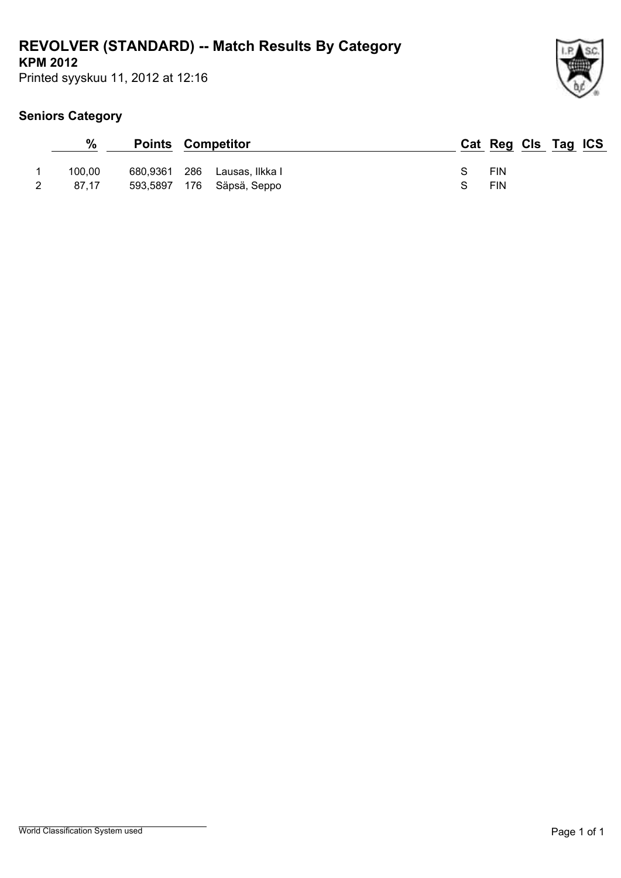# REVOLVER (STANDARD) -- Match Results By Category

**KPM 2012**

Printed syyskuu 11, 2012 at 12:16

## Seniors Category

| | % | Points | | Competitor | Cat | Reg | Cls | Tag | ICS |
|---|---|---|---|---|---|---|---|---|---|
| 1 | 100,00 | 680,9361 | 286 | Lausas, Ilkka I | S | FIN | | | |
| 2 | 87,17 | 593,5897 | 176 | Säpsä, Seppo | S | FIN | | | |

World Classification System used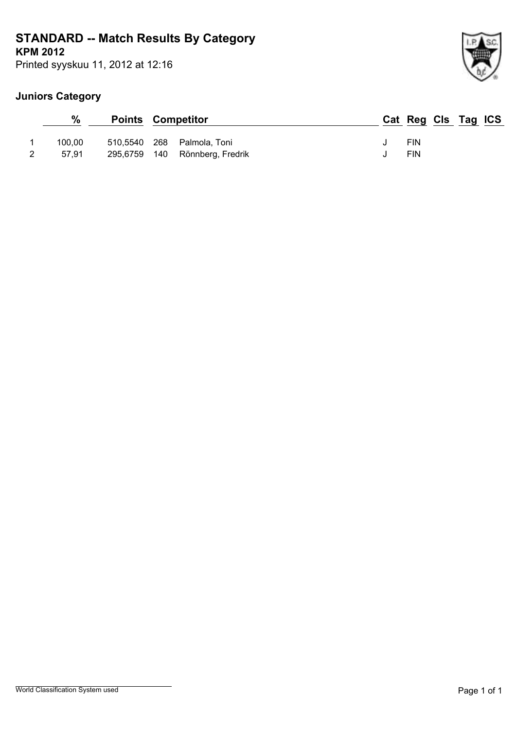# STANDARD -- Match Results By Category

**KPM 2012**

Printed syyskuu 11, 2012 at 12:16

## Juniors Category

| | % | Points | | Competitor | Cat | Reg | Cls | Tag | ICS |
|---|---|---|---|---|---|---|---|---|---|
| 1 | 100,00 | 510,5540 | 268 | Palmola, Toni | J | FIN | | | |
| 2 | 57,91 | 295,6759 | 140 | Rönnberg, Fredrik | J | FIN | | | |

World Classification System used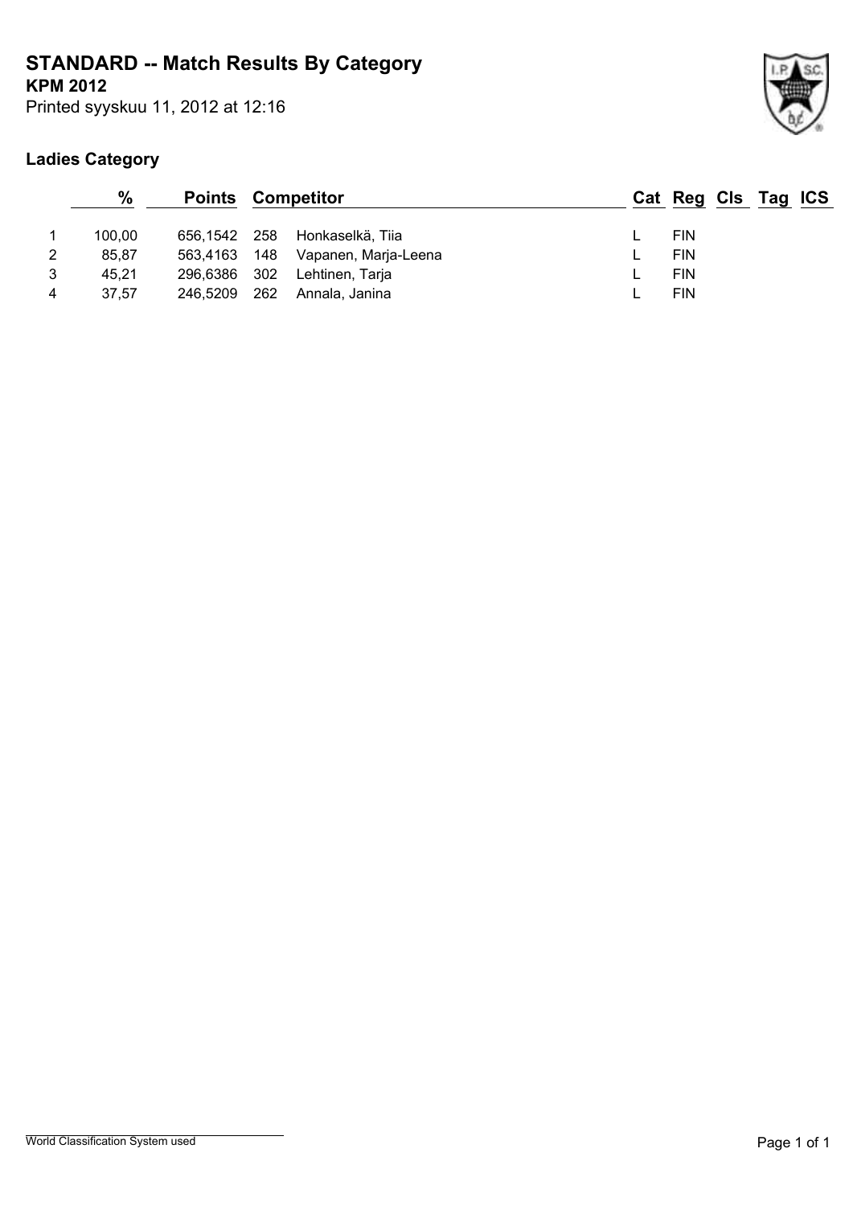# STANDARD -- Match Results By Category

**KPM 2012**

Printed syyskuu 11, 2012 at 12:16

## Ladies Category

| | % | Points | | Competitor | Cat | Reg | Cls | Tag | ICS |
|---|---|---|---|---|---|---|---|---|---|
| 1 | 100,00 | 656,1542 | 258 | Honkaselkä, Tiia | L | FIN | | | |
| 2 | 85,87 | 563,4163 | 148 | Vapanen, Marja-Leena | L | FIN | | | |
| 3 | 45,21 | 296,6386 | 302 | Lehtinen, Tarja | L | FIN | | | |
| 4 | 37,57 | 246,5209 | 262 | Annala, Janina | L | FIN | | | |

World Classification System used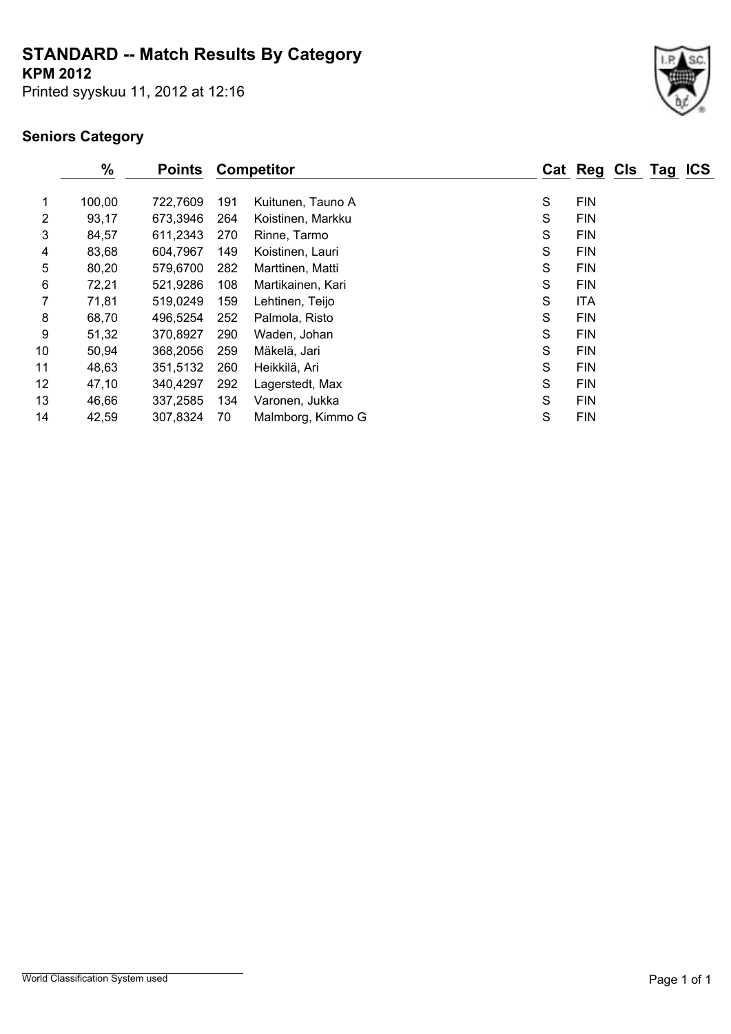# STANDARD -- Match Results By Category

**KPM 2012**

Printed syyskuu 11, 2012 at 12:16

## Seniors Category

| | % | Points | Competitor | | Cat | Reg | Cls | Tag | ICS |
|---|---|---|---|---|---|---|---|---|---|
| 1 | 100,00 | 722,7609 | 191 | Kuitunen, Tauno A | S | FIN | | | |
| 2 | 93,17 | 673,3946 | 264 | Koistinen, Markku | S | FIN | | | |
| 3 | 84,57 | 611,2343 | 270 | Rinne, Tarmo | S | FIN | | | |
| 4 | 83,68 | 604,7967 | 149 | Koistinen, Lauri | S | FIN | | | |
| 5 | 80,20 | 579,6700 | 282 | Marttinen, Matti | S | FIN | | | |
| 6 | 72,21 | 521,9286 | 108 | Martikainen, Kari | S | FIN | | | |
| 7 | 71,81 | 519,0249 | 159 | Lehtinen, Teijo | S | ITA | | | |
| 8 | 68,70 | 496,5254 | 252 | Palmola, Risto | S | FIN | | | |
| 9 | 51,32 | 370,8927 | 290 | Waden, Johan | S | FIN | | | |
| 10 | 50,94 | 368,2056 | 259 | Mäkelä, Jari | S | FIN | | | |
| 11 | 48,63 | 351,5132 | 260 | Heikkilä, Ari | S | FIN | | | |
| 12 | 47,10 | 340,4297 | 292 | Lagerstedt, Max | S | FIN | | | |
| 13 | 46,66 | 337,2585 | 134 | Varonen, Jukka | S | FIN | | | |
| 14 | 42,59 | 307,8324 | 70 | Malmborg, Kimmo G | S | FIN | | | |

World Classification System used